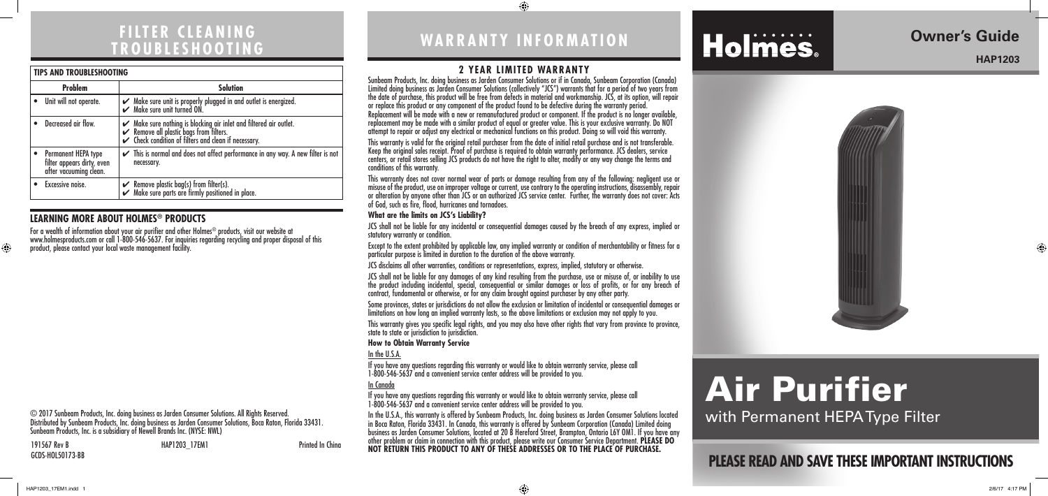# FILTER CLEANING TROUBLESHOOTING

**TIPS AND TROUBLESHOOTING**

| Problem | Solution |
|---|---|
| • Unit will not operate. | ✔ Make sure unit is properly plugged in and outlet is energized. ✔ Make sure unit turned ON. |
| • Decreased air flow. | ✔ Make sure nothing is blocking air inlet and filtered air outlet. ✔ Remove all plastic bags from filters. ✔ Check condition of filters and clean if necessary. |
| • Permanent HEPA type filter appears dirty, even after vacuuming clean. | ✔ This is normal and does not affect performance in any way. A new filter is not necessary. |
| • Excessive noise. | ✔ Remove plastic bag(s) from filter(s). ✔ Make sure parts are firmly positioned in place. |

## LEARNING MORE ABOUT HOLMES® PRODUCTS

For a wealth of information about your air purifier and other Holmes® products, visit our website at www.holmesproducts.com or call 1-800-546-5637. For inquiries regarding recycling and proper disposal of this product, please contact your local waste management facility.

© 2017 Sunbeam Products, Inc. doing business as Jarden Consumer Solutions. All Rights Reserved.
Distributed by Sunbeam Products, Inc. doing business as Jarden Consumer Solutions, Boca Raton, Florida 33431.
Sunbeam Products, Inc. is a subsidiary of Newell Brands Inc. (NYSE: NWL)

191567 Rev B HAP1203_17EM1 Printed In China
GCDS-HOL50173-BB

# WARRANTY INFORMATION

## 2 YEAR LIMITED WARRANTY

Sunbeam Products, Inc. doing business as Jarden Consumer Solutions or if in Canada, Sunbeam Corporation (Canada) Limited doing business as Jarden Consumer Solutions (collectively "JCS") warrants that for a period of two years from the date of purchase, this product will be free from defects in material and workmanship. JCS, at its option, will repair or replace this product or any component of the product found to be defective during the warranty period. Replacement will be made with a new or remanufactured product or component. If the product is no longer available, replacement may be made with a similar product of equal or greater value. This is your exclusive warranty. Do NOT attempt to repair or adjust any electrical or mechanical functions on this product. Doing so will void this warranty.

This warranty is valid for the original retail purchaser from the date of initial retail purchase and is not transferable. Keep the original sales receipt. Proof of purchase is required to obtain warranty performance. JCS dealers, service centers, or retail stores selling JCS products do not have the right to alter, modify or any way change the terms and conditions of this warranty.

This warranty does not cover normal wear of parts or damage resulting from any of the following: negligent use or misuse of the product, use on improper voltage or current, use contrary to the operating instructions, disassembly, repair or alteration by anyone other than JCS or an authorized JCS service center. Further, the warranty does not cover: Acts of God, such as fire, flood, hurricanes and tornadoes.

**What are the limits on JCS's Liability?**

JCS shall not be liable for any incidental or consequential damages caused by the breach of any express, implied or statutory warranty or condition.

Except to the extent prohibited by applicable law, any implied warranty or condition of merchantability or fitness for a particular purpose is limited in duration to the duration of the above warranty.

JCS disclaims all other warranties, conditions or representations, express, implied, statutory or otherwise.

JCS shall not be liable for any damages of any kind resulting from the purchase, use or misuse of, or inability to use the product including incidental, special, consequential or similar damages or loss of profits, or for any breach of contract, fundamental or otherwise, or for any claim brought against purchaser by any other party.

Some provinces, states or jurisdictions do not allow the exclusion or limitation of incidental or consequential damages or limitations on how long an implied warranty lasts, so the above limitations or exclusion may not apply to you.

This warranty gives you specific legal rights, and you may also have other rights that vary from province to province, state to state or jurisdiction to jurisdiction.

**How to Obtain Warranty Service**

In the U.S.A.

If you have any questions regarding this warranty or would like to obtain warranty service, please call 1-800-546-5637 and a convenient service center address will be provided to you.

In Canada

If you have any questions regarding this warranty or would like to obtain warranty service, please call 1-800-546-5637 and a convenient service center address will be provided to you.

In the U.S.A., this warranty is offered by Sunbeam Products, Inc. doing business as Jarden Consumer Solutions located in Boca Raton, Florida 33431. In Canada, this warranty is offered by Sunbeam Corporation (Canada) Limited doing business as Jarden Consumer Solutions, located at 20 B Hereford Street, Brampton, Ontario L6Y 0M1. If you have any other problem or claim in connection with this product, please write our Consumer Service Department. **PLEASE DO NOT RETURN THIS PRODUCT TO ANY OF THESE ADDRESSES OR TO THE PLACE OF PURCHASE.**

Holmes®

# Owner's Guide

**HAP1203**

# Air Purifier

with Permanent HEPA Type Filter

**PLEASE READ AND SAVE THESE IMPORTANT INSTRUCTIONS**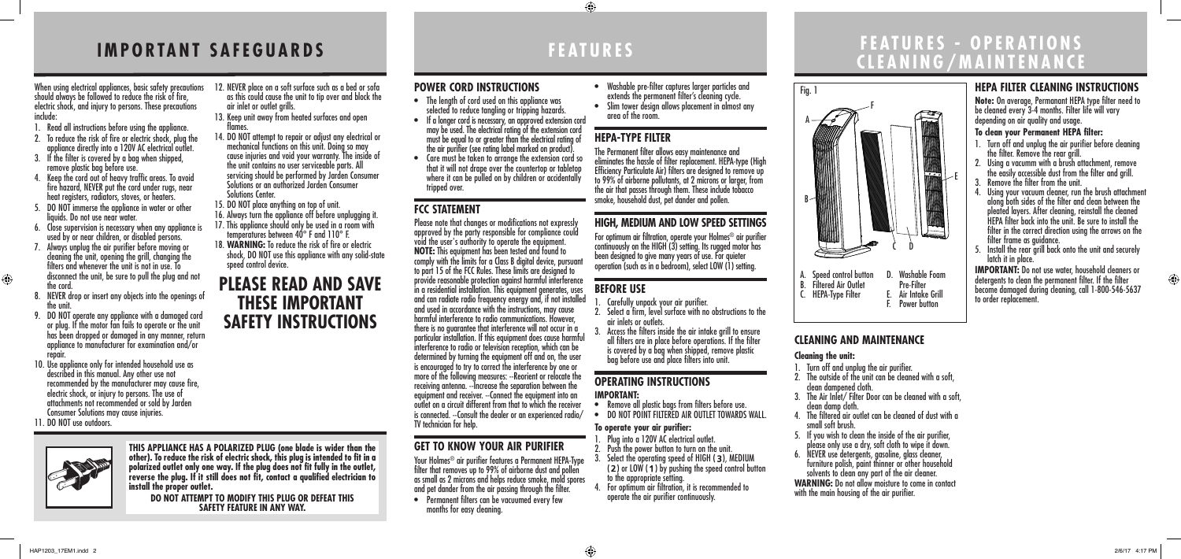# IMPORTANT SAFEGUARDS

When using electrical appliances, basic safety precautions should always be followed to reduce the risk of fire, electric shock, and injury to persons. These precautions include:

1. Read all instructions before using the appliance.
2. To reduce the risk of fire or electric shock, plug the appliance directly into a 120V AC electrical outlet.
3. If the filter is covered by a bag when shipped, remove plastic bag before use.
4. Keep the cord out of heavy traffic areas. To avoid fire hazard, NEVER put the cord under rugs, near heat registers, radiators, stoves, or heaters.
5. DO NOT immerse the appliance in water or other liquids. Do not use near water.
6. Close supervision is necessary when any appliance is used by or near children, or disabled persons.
7. Always unplug the air purifier before moving or cleaning the unit, opening the grill, changing the filters and whenever the unit is not in use. To disconnect the unit, be sure to pull the plug and not the cord.
8. NEVER drop or insert any objects into the openings of the unit.
9. DO NOT operate any appliance with a damaged cord or plug. If the motor fan fails to operate or the unit has been dropped or damaged in any manner, return appliance to manufacturer for examination and/or repair.
10. Use appliance only for intended household use as described in this manual. Any other use not recommended by the manufacturer may cause fire, electric shock, or injury to persons. The use of attachments not recommended or sold by Jarden Consumer Solutions may cause injuries.
11. DO NOT use outdoors.
12. NEVER place on a soft surface such as a bed or sofa as this could cause the unit to tip over and block the air inlet or outlet grills.
13. Keep unit away from heated surfaces and open flames.
14. DO NOT attempt to repair or adjust any electrical or mechanical functions on this unit. Doing so may cause injuries and void your warranty. The inside of the unit contains no user serviceable parts. All servicing should be performed by Jarden Consumer Solutions or an authorized Jarden Consumer Solutions Center.
15. DO NOT place anything on top of unit.
16. Always turn the appliance off before unplugging it.
17. This appliance should only be used in a room with temperatures between 40° F and 110° F.
18. **WARNING:** To reduce the risk of fire or electric shock, DO NOT use this appliance with any solid-state speed control device.

## PLEASE READ AND SAVE THESE IMPORTANT SAFETY INSTRUCTIONS

**THIS APPLIANCE HAS A POLARIZED PLUG (one blade is wider than the other). To reduce the risk of electric shock, this plug is intended to fit in a polarized outlet only one way. If the plug does not fit fully in the outlet, reverse the plug. If it still does not fit, contact a qualified electrician to install the proper outlet.**

**DO NOT ATTEMPT TO MODIFY THIS PLUG OR DEFEAT THIS SAFETY FEATURE IN ANY WAY.**

# FEATURES

## POWER CORD INSTRUCTIONS

- The length of cord used on this appliance was selected to reduce tangling or tripping hazards.
- If a longer cord is necessary, an approved extension cord may be used. The electrical rating of the extension cord must be equal to or greater than the electrical rating of the air purifier (see rating label marked on product).
- Care must be taken to arrange the extension cord so that it will not drape over the countertop or tabletop where it can be pulled on by children or accidentally tripped over.

## FCC STATEMENT

Please note that changes or modifications not expressly approved by the party responsible for compliance could void the user's authority to operate the equipment. **NOTE:** This equipment has been tested and found to comply with the limits for a Class B digital device, pursuant to part 15 of the FCC Rules. These limits are designed to provide reasonable protection against harmful interference in a residential installation. This equipment generates, uses and can radiate radio frequency energy and, if not installed and used in accordance with the instructions, may cause harmful interference to radio communications. However, there is no guarantee that interference will not occur in a particular installation. If this equipment does cause harmful interference to radio or television reception, which can be determined by turning the equipment off and on, the user is encouraged to try to correct the interference by one or more of the following measures: --Reorient or relocate the receiving antenna. --Increase the separation between the equipment and receiver. --Connect the equipment into an outlet on a circuit different from that to which the receiver is connected. --Consult the dealer or an experienced radio/ TV technician for help.

## GET TO KNOW YOUR AIR PURIFIER

Your Holmes® air purifier features a Permanent HEPA-Type filter that removes up to 99% of airborne dust and pollen as small as 2 microns and helps reduce smoke, mold spores and pet dander from the air passing through the filter.

- Permanent filters can be vacuumed every few months for easy cleaning.
- Washable pre-filter captures larger particles and extends the permanent filter's cleaning cycle.
- Slim tower design allows placement in almost any area of the room.

## HEPA-TYPE FILTER

The Permanent filter allows easy maintenance and eliminates the hassle of filter replacement. HEPA-type (High Efficiency Particulate Air) filters are designed to remove up to 99% of airborne pollutants, at 2 microns or larger, from the air that passes through them. These include tobacco smoke, household dust, pet dander and pollen.

## HIGH, MEDIUM AND LOW SPEED SETTINGS

For optimum air filtration, operate your Holmes® air purifier continuously on the HIGH (3) setting. Its rugged motor has been designed to give many years of use. For quieter operation (such as in a bedroom), select LOW (1) setting.

## BEFORE USE

1. Carefully unpack your air purifier.
2. Select a firm, level surface with no obstructions to the air inlets or outlets.
3. Access the filters inside the air intake grill to ensure all filters are in place before operations. If the filter is covered by a bag when shipped, remove plastic bag before use and place filters into unit.

## OPERATING INSTRUCTIONS

**IMPORTANT:**

- Remove all plastic bags from filters before use.
- DO NOT POINT FILTERED AIR OUTLET TOWARDS WALL.

**To operate your air purifier:**

1. Plug into a 120V AC electrical outlet.
2. Push the power button to turn on the unit.
3. Select the operating speed of HIGH (**3**), MEDIUM (**2**) or LOW (**1**) by pushing the speed control button to the appropriate setting.
4. For optimum air filtration, it is recommended to operate the air purifier continuously.

# FEATURES - OPERATIONS CLEANING/MAINTENANCE

Fig. 1

A. Speed control button
B. Filtered Air Outlet
C. HEPA-Type Filter
D. Washable Foam Pre-Filter
E. Air Intake Grill
F. Power button

## CLEANING AND MAINTENANCE

**Cleaning the unit:**

1. Turn off and unplug the air purifier.
2. The outside of the unit can be cleaned with a soft, clean dampened cloth.
3. The Air Inlet/ Filter Door can be cleaned with a soft, clean damp cloth.
4. The filtered air outlet can be cleaned of dust with a small soft brush.
5. If you wish to clean the inside of the air purifier, please only use a dry, soft cloth to wipe it down.
6. NEVER use detergents, gasoline, glass cleaner, furniture polish, paint thinner or other household solvents to clean any part of the air cleaner.

**WARNING:** Do not allow moisture to come in contact with the main housing of the air purifier.

## HEPA FILTER CLEANING INSTRUCTIONS

**Note:** On average, Permanant HEPA type filter need to be cleaned every 3-4 months. Filter life will vary depending on air quality and usage.

**To clean your Permanent HEPA filter:**

1. Turn off and unplug the air purifier before cleaning the filter. Remove the rear grill.
2. Using a vacumm with a brush attachment, remove the easily accessible dust from the filter and grill.
3. Remove the filter from the unit.
4. Using your vacuum cleaner, run the brush attachment along both sides of the filter and clean between the pleated layers. After cleaning, reinstall the cleaned HEPA filter back into the unit. Be sure to install the filter in the correct direction using the arrows on the filter frame as guidance.
5. Install the rear grill back onto the unit and securely latch it in place.

**IMPORTANT:** Do not use water, household cleaners or detergents to clean the permanent filter. If the filter become damaged during cleaning, call 1-800-546-5637 to order replacement.